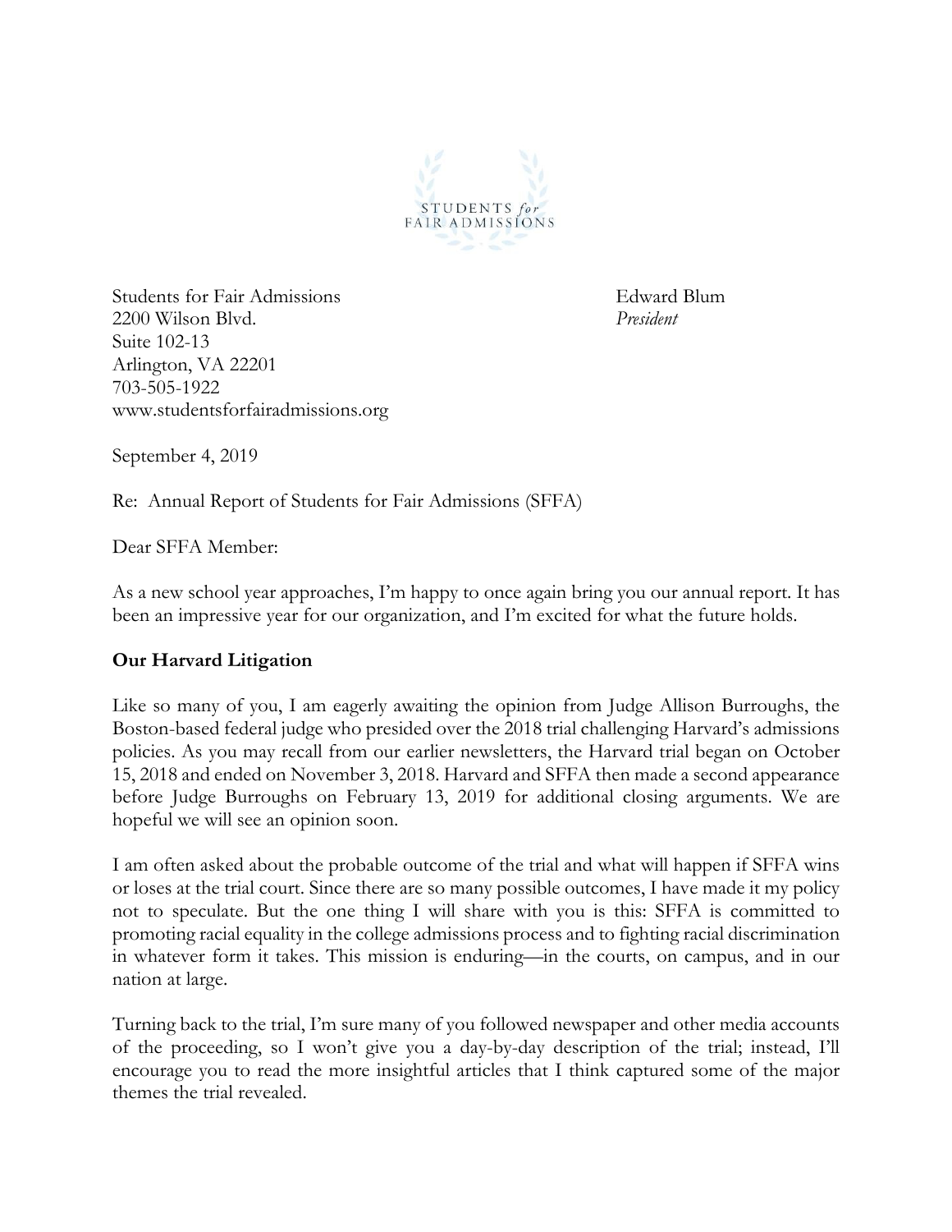STUDENTS *for* FAIR ADMISSIONS

Students for Fair Admissions
2200 Wilson Blvd.
Suite 102-13
Arlington, VA 22201
703-505-1922
www.studentsforfairadmissions.org

Edward Blum
*President*

September 4, 2019

Re: Annual Report of Students for Fair Admissions (SFFA)

Dear SFFA Member:

As a new school year approaches, I'm happy to once again bring you our annual report. It has been an impressive year for our organization, and I'm excited for what the future holds.

**Our Harvard Litigation**

Like so many of you, I am eagerly awaiting the opinion from Judge Allison Burroughs, the Boston-based federal judge who presided over the 2018 trial challenging Harvard's admissions policies. As you may recall from our earlier newsletters, the Harvard trial began on October 15, 2018 and ended on November 3, 2018. Harvard and SFFA then made a second appearance before Judge Burroughs on February 13, 2019 for additional closing arguments. We are hopeful we will see an opinion soon.

I am often asked about the probable outcome of the trial and what will happen if SFFA wins or loses at the trial court. Since there are so many possible outcomes, I have made it my policy not to speculate. But the one thing I will share with you is this: SFFA is committed to promoting racial equality in the college admissions process and to fighting racial discrimination in whatever form it takes. This mission is enduring—in the courts, on campus, and in our nation at large.

Turning back to the trial, I'm sure many of you followed newspaper and other media accounts of the proceeding, so I won't give you a day-by-day description of the trial; instead, I'll encourage you to read the more insightful articles that I think captured some of the major themes the trial revealed.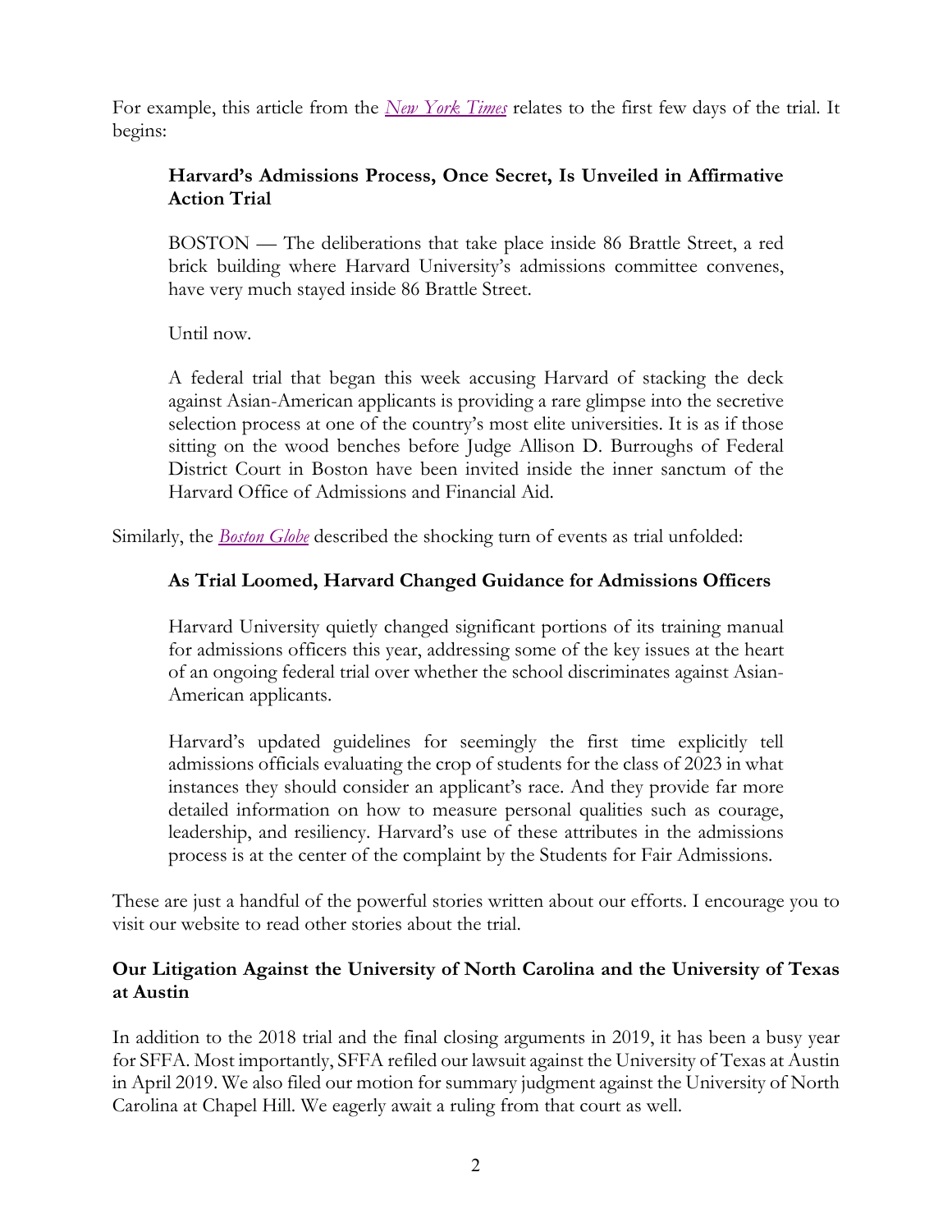For example, this article from the *New York Times* relates to the first few days of the trial. It begins:

> **Harvard's Admissions Process, Once Secret, Is Unveiled in Affirmative Action Trial**
>
> BOSTON — The deliberations that take place inside 86 Brattle Street, a red brick building where Harvard University's admissions committee convenes, have very much stayed inside 86 Brattle Street.
>
> Until now.
>
> A federal trial that began this week accusing Harvard of stacking the deck against Asian-American applicants is providing a rare glimpse into the secretive selection process at one of the country's most elite universities. It is as if those sitting on the wood benches before Judge Allison D. Burroughs of Federal District Court in Boston have been invited inside the inner sanctum of the Harvard Office of Admissions and Financial Aid.

Similarly, the *Boston Globe* described the shocking turn of events as trial unfolded:

> **As Trial Loomed, Harvard Changed Guidance for Admissions Officers**
>
> Harvard University quietly changed significant portions of its training manual for admissions officers this year, addressing some of the key issues at the heart of an ongoing federal trial over whether the school discriminates against Asian-American applicants.
>
> Harvard's updated guidelines for seemingly the first time explicitly tell admissions officials evaluating the crop of students for the class of 2023 in what instances they should consider an applicant's race. And they provide far more detailed information on how to measure personal qualities such as courage, leadership, and resiliency. Harvard's use of these attributes in the admissions process is at the center of the complaint by the Students for Fair Admissions.

These are just a handful of the powerful stories written about our efforts. I encourage you to visit our website to read other stories about the trial.

### Our Litigation Against the University of North Carolina and the University of Texas at Austin

In addition to the 2018 trial and the final closing arguments in 2019, it has been a busy year for SFFA. Most importantly, SFFA refiled our lawsuit against the University of Texas at Austin in April 2019. We also filed our motion for summary judgment against the University of North Carolina at Chapel Hill. We eagerly await a ruling from that court as well.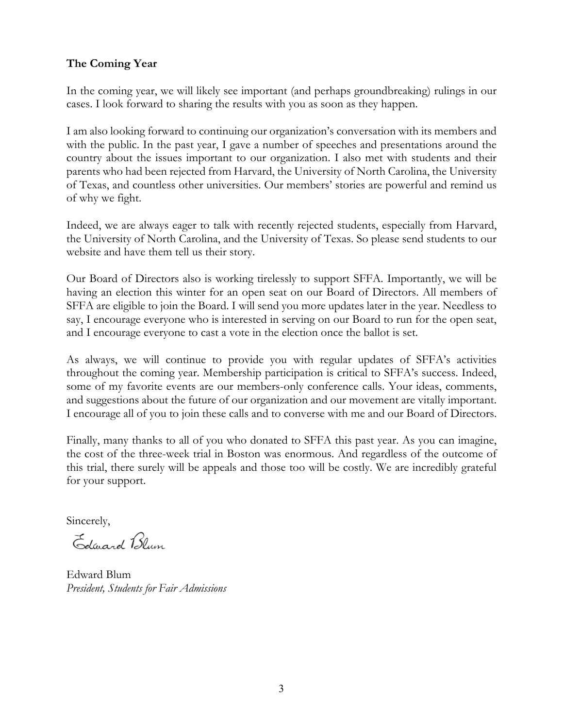**The Coming Year**

In the coming year, we will likely see important (and perhaps groundbreaking) rulings in our cases. I look forward to sharing the results with you as soon as they happen.

I am also looking forward to continuing our organization's conversation with its members and with the public. In the past year, I gave a number of speeches and presentations around the country about the issues important to our organization. I also met with students and their parents who had been rejected from Harvard, the University of North Carolina, the University of Texas, and countless other universities. Our members' stories are powerful and remind us of why we fight.

Indeed, we are always eager to talk with recently rejected students, especially from Harvard, the University of North Carolina, and the University of Texas. So please send students to our website and have them tell us their story.

Our Board of Directors also is working tirelessly to support SFFA. Importantly, we will be having an election this winter for an open seat on our Board of Directors. All members of SFFA are eligible to join the Board. I will send you more updates later in the year. Needless to say, I encourage everyone who is interested in serving on our Board to run for the open seat, and I encourage everyone to cast a vote in the election once the ballot is set.

As always, we will continue to provide you with regular updates of SFFA's activities throughout the coming year. Membership participation is critical to SFFA's success. Indeed, some of my favorite events are our members-only conference calls. Your ideas, comments, and suggestions about the future of our organization and our movement are vitally important. I encourage all of you to join these calls and to converse with me and our Board of Directors.

Finally, many thanks to all of you who donated to SFFA this past year. As you can imagine, the cost of the three-week trial in Boston was enormous. And regardless of the outcome of this trial, there surely will be appeals and those too will be costly. We are incredibly grateful for your support.

Sincerely,

Edward Blum

Edward Blum
*President, Students for Fair Admissions*